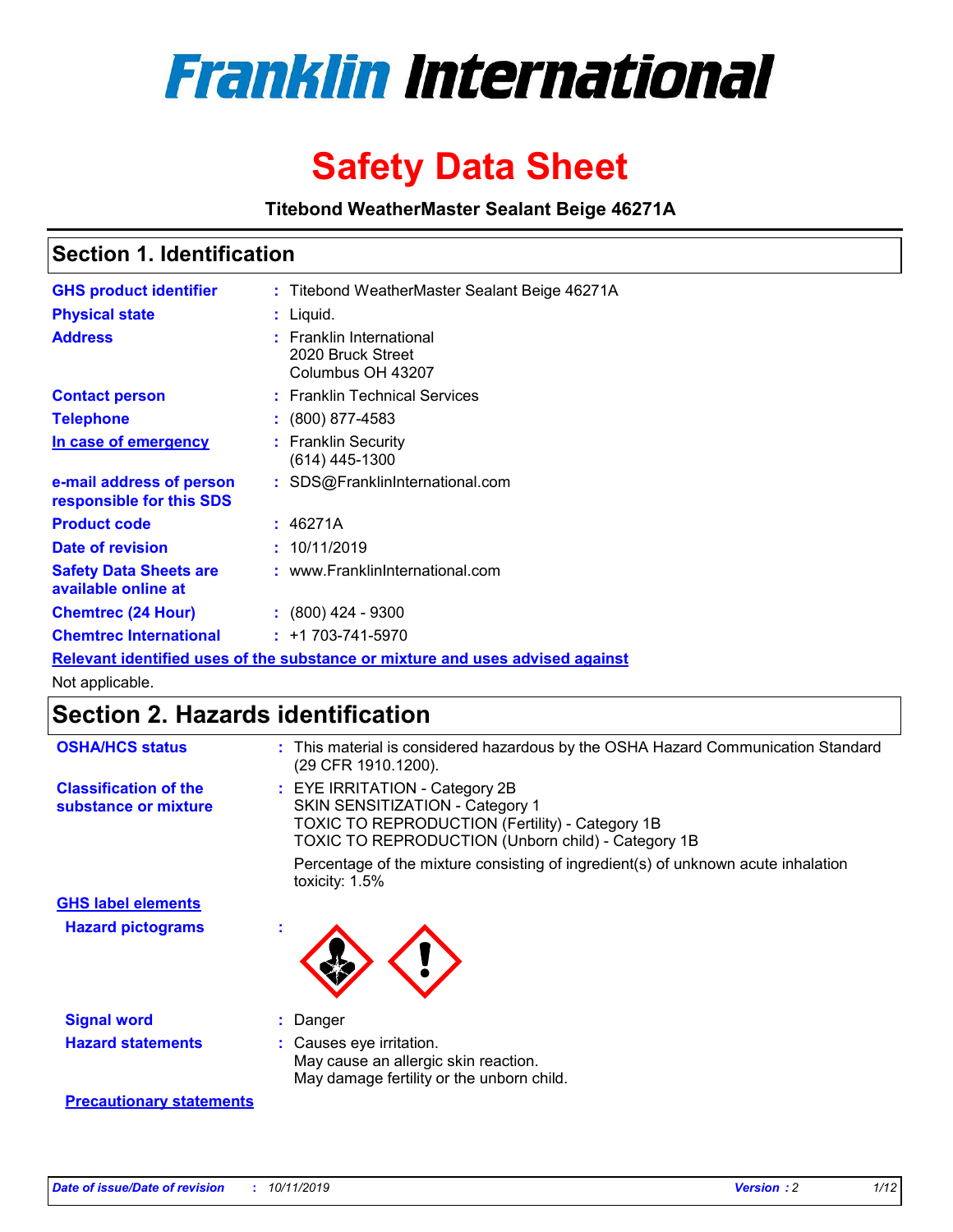# Franklin International

# Safety Data Sheet

**Titebond WeatherMaster Sealant Beige 46271A**

## Section 1. Identification

| | | |
|---|---|---|
| **GHS product identifier** | : | Titebond WeatherMaster Sealant Beige 46271A |
| **Physical state** | : | Liquid. |
| **Address** | : | Franklin International<br>2020 Bruck Street<br>Columbus OH 43207 |
| **Contact person** | : | Franklin Technical Services |
| **Telephone** | : | (800) 877-4583 |
| **In case of emergency** | : | Franklin Security<br>(614) 445-1300 |
| **e-mail address of person responsible for this SDS** | : | SDS@FranklinInternational.com |
| **Product code** | : | 46271A |
| **Date of revision** | : | 10/11/2019 |
| **Safety Data Sheets are available online at** | : | www.FranklinInternational.com |
| **Chemtrec (24 Hour)** | : | (800) 424 - 9300 |
| **Chemtrec International** | : | +1 703-741-5970 |

**Relevant identified uses of the substance or mixture and uses advised against**

Not applicable.

## Section 2. Hazards identification

| | | |
|---|---|---|
| **OSHA/HCS status** | : | This material is considered hazardous by the OSHA Hazard Communication Standard (29 CFR 1910.1200). |
| **Classification of the substance or mixture** | : | EYE IRRITATION - Category 2B<br>SKIN SENSITIZATION - Category 1<br>TOXIC TO REPRODUCTION (Fertility) - Category 1B<br>TOXIC TO REPRODUCTION (Unborn child) - Category 1B<br><br>Percentage of the mixture consisting of ingredient(s) of unknown acute inhalation toxicity: 1.5% |

**GHS label elements**

| | | |
|---|---|---|
| **Hazard pictograms** | : | |
| **Signal word** | : | Danger |
| **Hazard statements** | : | Causes eye irritation.<br>May cause an allergic skin reaction.<br>May damage fertility or the unborn child. |

**Precautionary statements**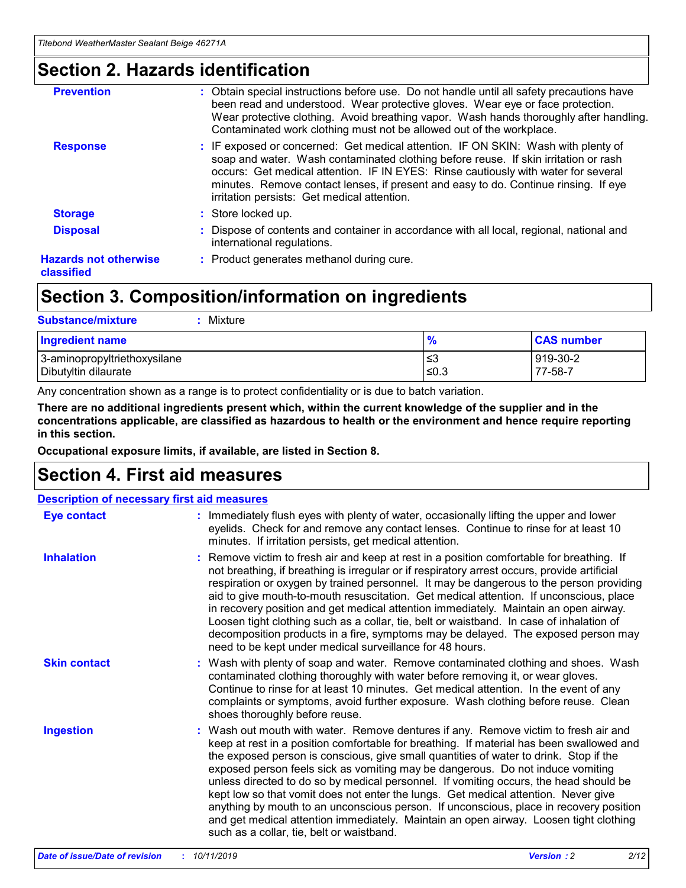## Section 2. Hazards identification

| | |
|---|---|
| **Prevention** | : Obtain special instructions before use. Do not handle until all safety precautions have been read and understood. Wear protective gloves. Wear eye or face protection. Wear protective clothing. Avoid breathing vapor. Wash hands thoroughly after handling. Contaminated work clothing must not be allowed out of the workplace. |
| **Response** | : IF exposed or concerned: Get medical attention. IF ON SKIN: Wash with plenty of soap and water. Wash contaminated clothing before reuse. If skin irritation or rash occurs: Get medical attention. IF IN EYES: Rinse cautiously with water for several minutes. Remove contact lenses, if present and easy to do. Continue rinsing. If eye irritation persists: Get medical attention. |
| **Storage** | : Store locked up. |
| **Disposal** | : Dispose of contents and container in accordance with all local, regional, national and international regulations. |
| **Hazards not otherwise classified** | : Product generates methanol during cure. |

## Section 3. Composition/information on ingredients

**Substance/mixture** : Mixture

| Ingredient name | % | CAS number |
|---|---|---|
| 3-aminopropyltriethoxysilane | ≤3 | 919-30-2 |
| Dibutyltin dilaurate | ≤0.3 | 77-58-7 |

Any concentration shown as a range is to protect confidentiality or is due to batch variation.

**There are no additional ingredients present which, within the current knowledge of the supplier and in the concentrations applicable, are classified as hazardous to health or the environment and hence require reporting in this section.**

**Occupational exposure limits, if available, are listed in Section 8.**

## Section 4. First aid measures

**Description of necessary first aid measures**

| | |
|---|---|
| **Eye contact** | : Immediately flush eyes with plenty of water, occasionally lifting the upper and lower eyelids. Check for and remove any contact lenses. Continue to rinse for at least 10 minutes. If irritation persists, get medical attention. |
| **Inhalation** | : Remove victim to fresh air and keep at rest in a position comfortable for breathing. If not breathing, if breathing is irregular or if respiratory arrest occurs, provide artificial respiration or oxygen by trained personnel. It may be dangerous to the person providing aid to give mouth-to-mouth resuscitation. Get medical attention. If unconscious, place in recovery position and get medical attention immediately. Maintain an open airway. Loosen tight clothing such as a collar, tie, belt or waistband. In case of inhalation of decomposition products in a fire, symptoms may be delayed. The exposed person may need to be kept under medical surveillance for 48 hours. |
| **Skin contact** | : Wash with plenty of soap and water. Remove contaminated clothing and shoes. Wash contaminated clothing thoroughly with water before removing it, or wear gloves. Continue to rinse for at least 10 minutes. Get medical attention. In the event of any complaints or symptoms, avoid further exposure. Wash clothing before reuse. Clean shoes thoroughly before reuse. |
| **Ingestion** | : Wash out mouth with water. Remove dentures if any. Remove victim to fresh air and keep at rest in a position comfortable for breathing. If material has been swallowed and the exposed person is conscious, give small quantities of water to drink. Stop if the exposed person feels sick as vomiting may be dangerous. Do not induce vomiting unless directed to do so by medical personnel. If vomiting occurs, the head should be kept low so that vomit does not enter the lungs. Get medical attention. Never give anything by mouth to an unconscious person. If unconscious, place in recovery position and get medical attention immediately. Maintain an open airway. Loosen tight clothing such as a collar, tie, belt or waistband. |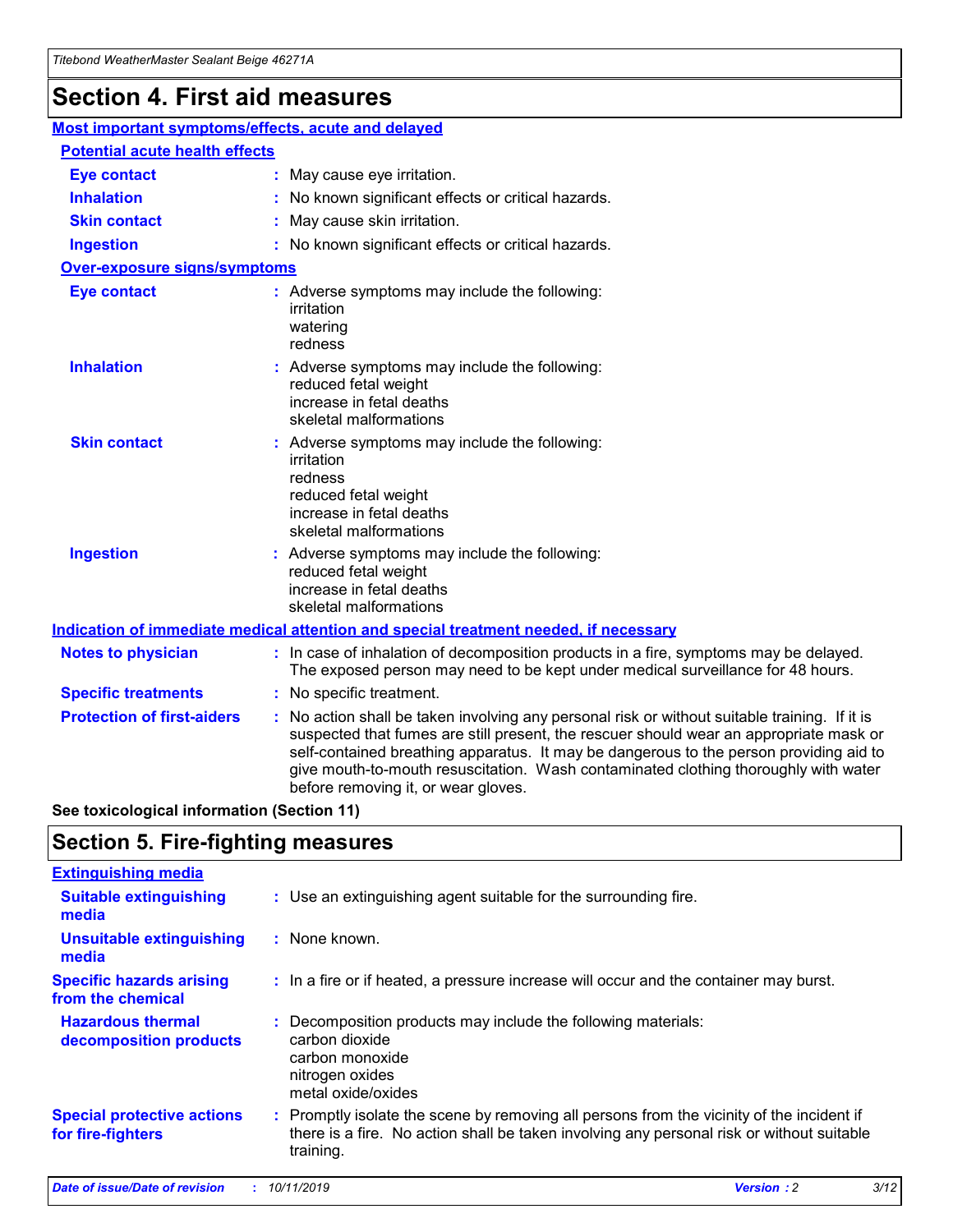# Section 4. First aid measures

## Most important symptoms/effects, acute and delayed

### Potential acute health effects

**Eye contact** : May cause eye irritation.

**Inhalation** : No known significant effects or critical hazards.

**Skin contact** : May cause skin irritation.

**Ingestion** : No known significant effects or critical hazards.

### Over-exposure signs/symptoms

**Eye contact** : Adverse symptoms may include the following:
irritation
watering
redness

**Inhalation** : Adverse symptoms may include the following:
reduced fetal weight
increase in fetal deaths
skeletal malformations

**Skin contact** : Adverse symptoms may include the following:
irritation
redness
reduced fetal weight
increase in fetal deaths
skeletal malformations

**Ingestion** : Adverse symptoms may include the following:
reduced fetal weight
increase in fetal deaths
skeletal malformations

## Indication of immediate medical attention and special treatment needed, if necessary

**Notes to physician** : In case of inhalation of decomposition products in a fire, symptoms may be delayed. The exposed person may need to be kept under medical surveillance for 48 hours.

**Specific treatments** : No specific treatment.

**Protection of first-aiders** : No action shall be taken involving any personal risk or without suitable training. If it is suspected that fumes are still present, the rescuer should wear an appropriate mask or self-contained breathing apparatus. It may be dangerous to the person providing aid to give mouth-to-mouth resuscitation. Wash contaminated clothing thoroughly with water before removing it, or wear gloves.

**See toxicological information (Section 11)**

# Section 5. Fire-fighting measures

## Extinguishing media

**Suitable extinguishing media** : Use an extinguishing agent suitable for the surrounding fire.

**Unsuitable extinguishing media** : None known.

**Specific hazards arising from the chemical** : In a fire or if heated, a pressure increase will occur and the container may burst.

**Hazardous thermal decomposition products** : Decomposition products may include the following materials:
carbon dioxide
carbon monoxide
nitrogen oxides
metal oxide/oxides

**Special protective actions for fire-fighters** : Promptly isolate the scene by removing all persons from the vicinity of the incident if there is a fire. No action shall be taken involving any personal risk or without suitable training.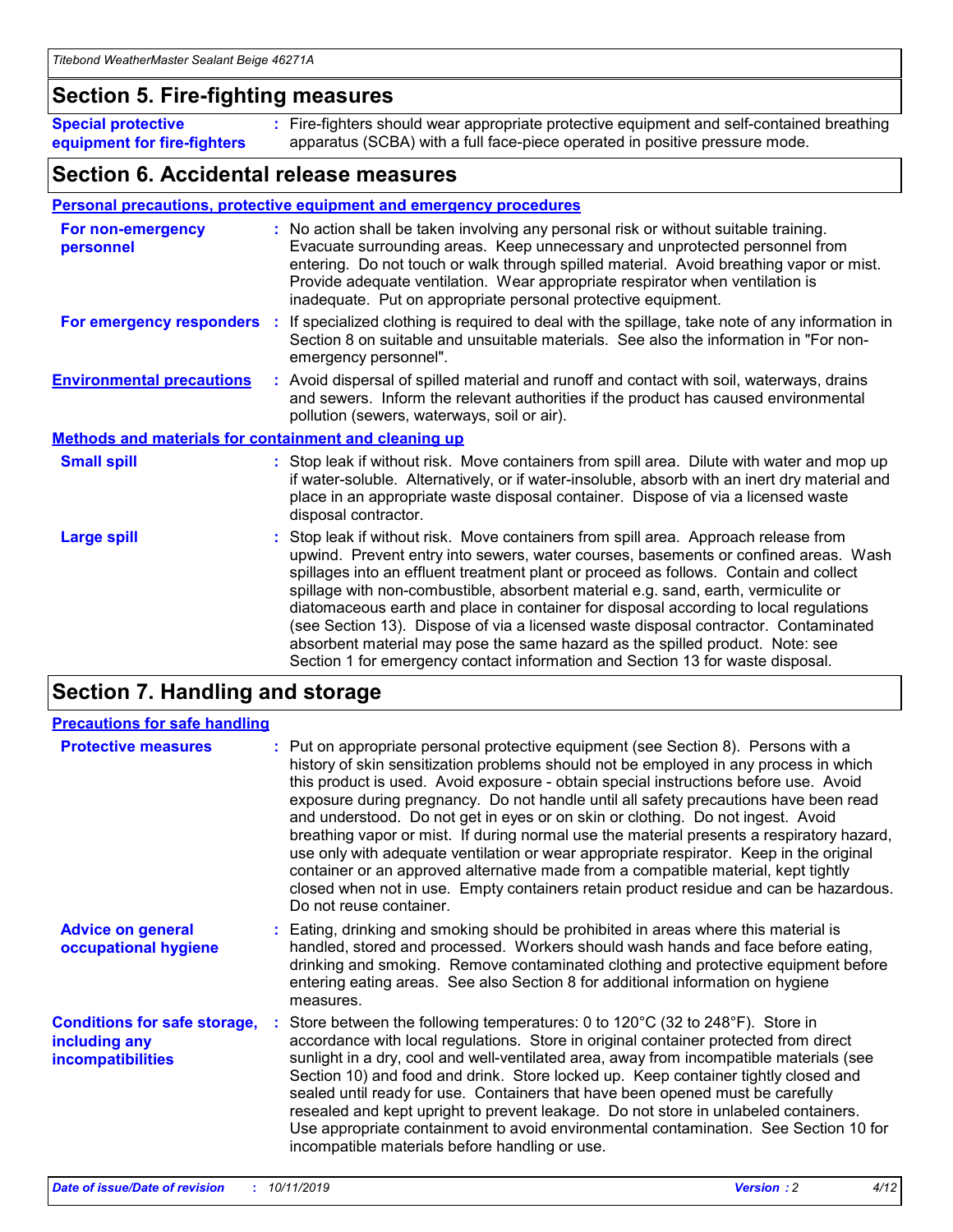## Section 5. Fire-fighting measures

**Special protective equipment for fire-fighters** : Fire-fighters should wear appropriate protective equipment and self-contained breathing apparatus (SCBA) with a full face-piece operated in positive pressure mode.

## Section 6. Accidental release measures

### Personal precautions, protective equipment and emergency procedures

**For non-emergency personnel** : No action shall be taken involving any personal risk or without suitable training. Evacuate surrounding areas. Keep unnecessary and unprotected personnel from entering. Do not touch or walk through spilled material. Avoid breathing vapor or mist. Provide adequate ventilation. Wear appropriate respirator when ventilation is inadequate. Put on appropriate personal protective equipment.

**For emergency responders** : If specialized clothing is required to deal with the spillage, take note of any information in Section 8 on suitable and unsuitable materials. See also the information in "For non-emergency personnel".

**Environmental precautions** : Avoid dispersal of spilled material and runoff and contact with soil, waterways, drains and sewers. Inform the relevant authorities if the product has caused environmental pollution (sewers, waterways, soil or air).

### Methods and materials for containment and cleaning up

**Small spill** : Stop leak if without risk. Move containers from spill area. Dilute with water and mop up if water-soluble. Alternatively, or if water-insoluble, absorb with an inert dry material and place in an appropriate waste disposal container. Dispose of via a licensed waste disposal contractor.

**Large spill** : Stop leak if without risk. Move containers from spill area. Approach release from upwind. Prevent entry into sewers, water courses, basements or confined areas. Wash spillages into an effluent treatment plant or proceed as follows. Contain and collect spillage with non-combustible, absorbent material e.g. sand, earth, vermiculite or diatomaceous earth and place in container for disposal according to local regulations (see Section 13). Dispose of via a licensed waste disposal contractor. Contaminated absorbent material may pose the same hazard as the spilled product. Note: see Section 1 for emergency contact information and Section 13 for waste disposal.

## Section 7. Handling and storage

### Precautions for safe handling

**Protective measures** : Put on appropriate personal protective equipment (see Section 8). Persons with a history of skin sensitization problems should not be employed in any process in which this product is used. Avoid exposure - obtain special instructions before use. Avoid exposure during pregnancy. Do not handle until all safety precautions have been read and understood. Do not get in eyes or on skin or clothing. Do not ingest. Avoid breathing vapor or mist. If during normal use the material presents a respiratory hazard, use only with adequate ventilation or wear appropriate respirator. Keep in the original container or an approved alternative made from a compatible material, kept tightly closed when not in use. Empty containers retain product residue and can be hazardous. Do not reuse container.

**Advice on general occupational hygiene** : Eating, drinking and smoking should be prohibited in areas where this material is handled, stored and processed. Workers should wash hands and face before eating, drinking and smoking. Remove contaminated clothing and protective equipment before entering eating areas. See also Section 8 for additional information on hygiene measures.

**Conditions for safe storage, including any incompatibilities** : Store between the following temperatures: 0 to 120°C (32 to 248°F). Store in accordance with local regulations. Store in original container protected from direct sunlight in a dry, cool and well-ventilated area, away from incompatible materials (see Section 10) and food and drink. Store locked up. Keep container tightly closed and sealed until ready for use. Containers that have been opened must be carefully resealed and kept upright to prevent leakage. Do not store in unlabeled containers. Use appropriate containment to avoid environmental contamination. See Section 10 for incompatible materials before handling or use.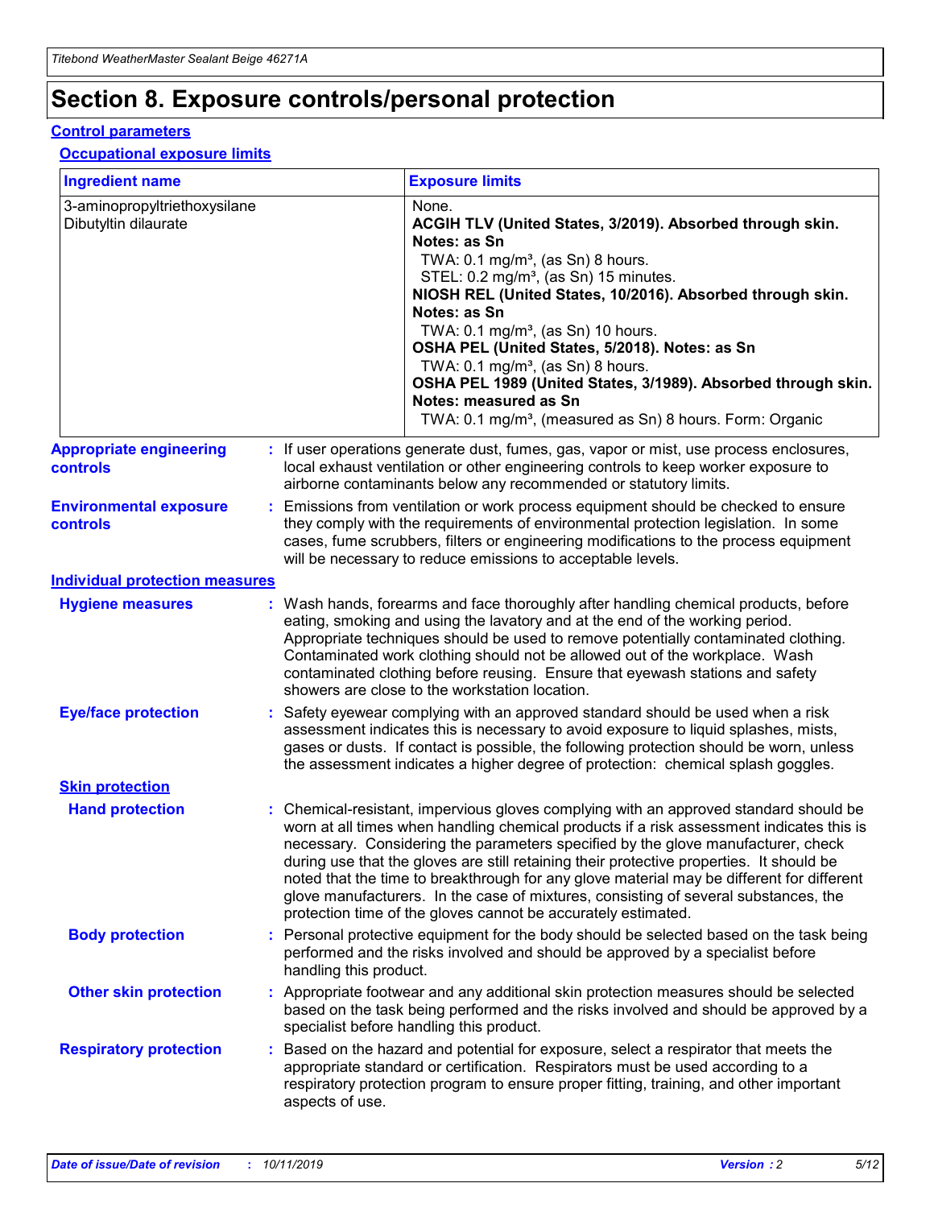# Section 8. Exposure controls/personal protection

## Control parameters

### Occupational exposure limits

| Ingredient name | Exposure limits |
| --- | --- |
| 3-aminopropyltriethoxysilane<br>Dibutyltin dilaurate | None.<br>**ACGIH TLV (United States, 3/2019). Absorbed through skin. Notes: as Sn**<br>TWA: 0.1 mg/m³, (as Sn) 8 hours.<br>STEL: 0.2 mg/m³, (as Sn) 15 minutes.<br>**NIOSH REL (United States, 10/2016). Absorbed through skin. Notes: as Sn**<br>TWA: 0.1 mg/m³, (as Sn) 10 hours.<br>**OSHA PEL (United States, 5/2018). Notes: as Sn**<br>TWA: 0.1 mg/m³, (as Sn) 8 hours.<br>**OSHA PEL 1989 (United States, 3/1989). Absorbed through skin. Notes: measured as Sn**<br>TWA: 0.1 mg/m³, (measured as Sn) 8 hours. Form: Organic |

**Appropriate engineering controls** : If user operations generate dust, fumes, gas, vapor or mist, use process enclosures, local exhaust ventilation or other engineering controls to keep worker exposure to airborne contaminants below any recommended or statutory limits.

**Environmental exposure controls** : Emissions from ventilation or work process equipment should be checked to ensure they comply with the requirements of environmental protection legislation. In some cases, fume scrubbers, filters or engineering modifications to the process equipment will be necessary to reduce emissions to acceptable levels.

## Individual protection measures

**Hygiene measures** : Wash hands, forearms and face thoroughly after handling chemical products, before eating, smoking and using the lavatory and at the end of the working period. Appropriate techniques should be used to remove potentially contaminated clothing. Contaminated work clothing should not be allowed out of the workplace. Wash contaminated clothing before reusing. Ensure that eyewash stations and safety showers are close to the workstation location.

**Eye/face protection** : Safety eyewear complying with an approved standard should be used when a risk assessment indicates this is necessary to avoid exposure to liquid splashes, mists, gases or dusts. If contact is possible, the following protection should be worn, unless the assessment indicates a higher degree of protection: chemical splash goggles.

### Skin protection

**Hand protection** : Chemical-resistant, impervious gloves complying with an approved standard should be worn at all times when handling chemical products if a risk assessment indicates this is necessary. Considering the parameters specified by the glove manufacturer, check during use that the gloves are still retaining their protective properties. It should be noted that the time to breakthrough for any glove material may be different for different glove manufacturers. In the case of mixtures, consisting of several substances, the protection time of the gloves cannot be accurately estimated.

**Body protection** : Personal protective equipment for the body should be selected based on the task being performed and the risks involved and should be approved by a specialist before handling this product.

**Other skin protection** : Appropriate footwear and any additional skin protection measures should be selected based on the task being performed and the risks involved and should be approved by a specialist before handling this product.

**Respiratory protection** : Based on the hazard and potential for exposure, select a respirator that meets the appropriate standard or certification. Respirators must be used according to a respiratory protection program to ensure proper fitting, training, and other important aspects of use.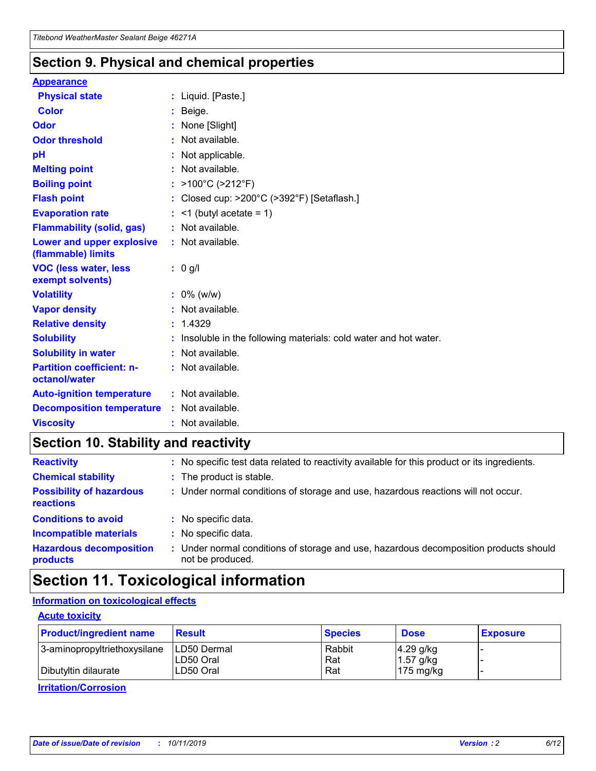## Section 9. Physical and chemical properties

**Appearance**

| | | |
|---|---|---|
| **Physical state** | : | Liquid. [Paste.] |
| **Color** | : | Beige. |
| **Odor** | : | None [Slight] |
| **Odor threshold** | : | Not available. |
| **pH** | : | Not applicable. |
| **Melting point** | : | Not available. |
| **Boiling point** | : | >100°C (>212°F) |
| **Flash point** | : | Closed cup: >200°C (>392°F) [Setaflash.] |
| **Evaporation rate** | : | <1 (butyl acetate = 1) |
| **Flammability (solid, gas)** | : | Not available. |
| **Lower and upper explosive (flammable) limits** | : | Not available. |
| **VOC (less water, less exempt solvents)** | : | 0 g/l |
| **Volatility** | : | 0% (w/w) |
| **Vapor density** | : | Not available. |
| **Relative density** | : | 1.4329 |
| **Solubility** | : | Insoluble in the following materials: cold water and hot water. |
| **Solubility in water** | : | Not available. |
| **Partition coefficient: n-octanol/water** | : | Not available. |
| **Auto-ignition temperature** | : | Not available. |
| **Decomposition temperature** | : | Not available. |
| **Viscosity** | : | Not available. |

## Section 10. Stability and reactivity

| | | |
|---|---|---|
| **Reactivity** | : | No specific test data related to reactivity available for this product or its ingredients. |
| **Chemical stability** | : | The product is stable. |
| **Possibility of hazardous reactions** | : | Under normal conditions of storage and use, hazardous reactions will not occur. |
| **Conditions to avoid** | : | No specific data. |
| **Incompatible materials** | : | No specific data. |
| **Hazardous decomposition products** | : | Under normal conditions of storage and use, hazardous decomposition products should not be produced. |

## Section 11. Toxicological information

**Information on toxicological effects**

**Acute toxicity**

| Product/ingredient name | Result | Species | Dose | Exposure |
|---|---|---|---|---|
| 3-aminopropyltriethoxysilane | LD50 Dermal | Rabbit | 4.29 g/kg | - |
| | LD50 Oral | Rat | 1.57 g/kg | - |
| Dibutyltin dilaurate | LD50 Oral | Rat | 175 mg/kg | - |

**Irritation/Corrosion**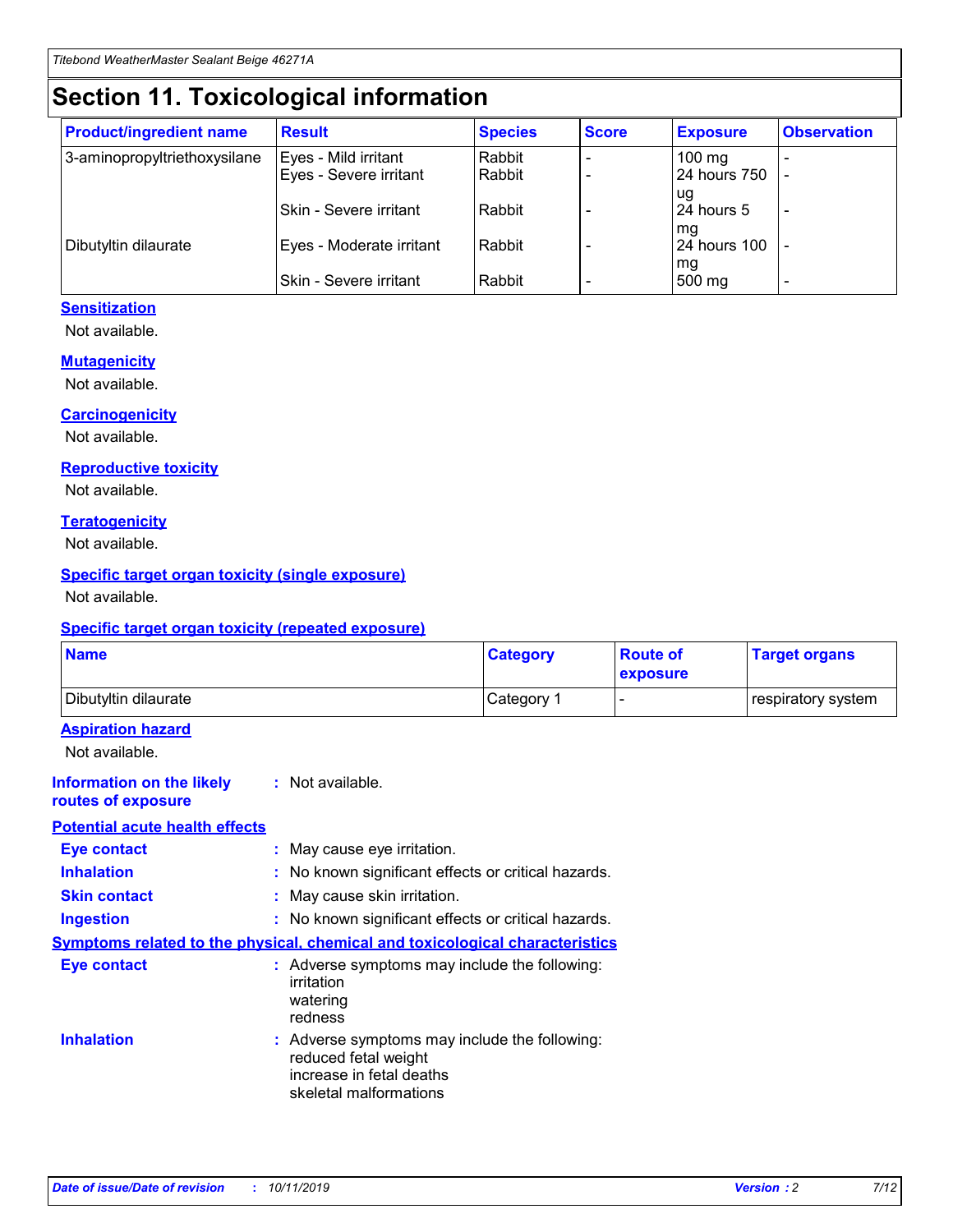# Section 11. Toxicological information

| Product/ingredient name | Result | Species | Score | Exposure | Observation |
|---|---|---|---|---|---|
| 3-aminopropyltriethoxysilane | Eyes - Mild irritant | Rabbit | - | 100 mg | - |
| | Eyes - Severe irritant | Rabbit | - | 24 hours 750 ug | - |
| | Skin - Severe irritant | Rabbit | - | 24 hours 5 mg | - |
| Dibutyltin dilaurate | Eyes - Moderate irritant | Rabbit | - | 24 hours 100 mg | - |
| | Skin - Severe irritant | Rabbit | - | 500 mg | - |

### Sensitization

Not available.

### Mutagenicity

Not available.

### Carcinogenicity

Not available.

### Reproductive toxicity

Not available.

### Teratogenicity

Not available.

### Specific target organ toxicity (single exposure)

Not available.

### Specific target organ toxicity (repeated exposure)

| Name | Category | Route of exposure | Target organs |
|---|---|---|---|
| Dibutyltin dilaurate | Category 1 | - | respiratory system |

### Aspiration hazard

Not available.

**Information on the likely routes of exposure** : Not available.

### Potential acute health effects

**Eye contact** : May cause eye irritation.

**Inhalation** : No known significant effects or critical hazards.

**Skin contact** : May cause skin irritation.

**Ingestion** : No known significant effects or critical hazards.

### Symptoms related to the physical, chemical and toxicological characteristics

**Eye contact** : Adverse symptoms may include the following:
irritation
watering
redness

**Inhalation** : Adverse symptoms may include the following:
reduced fetal weight
increase in fetal deaths
skeletal malformations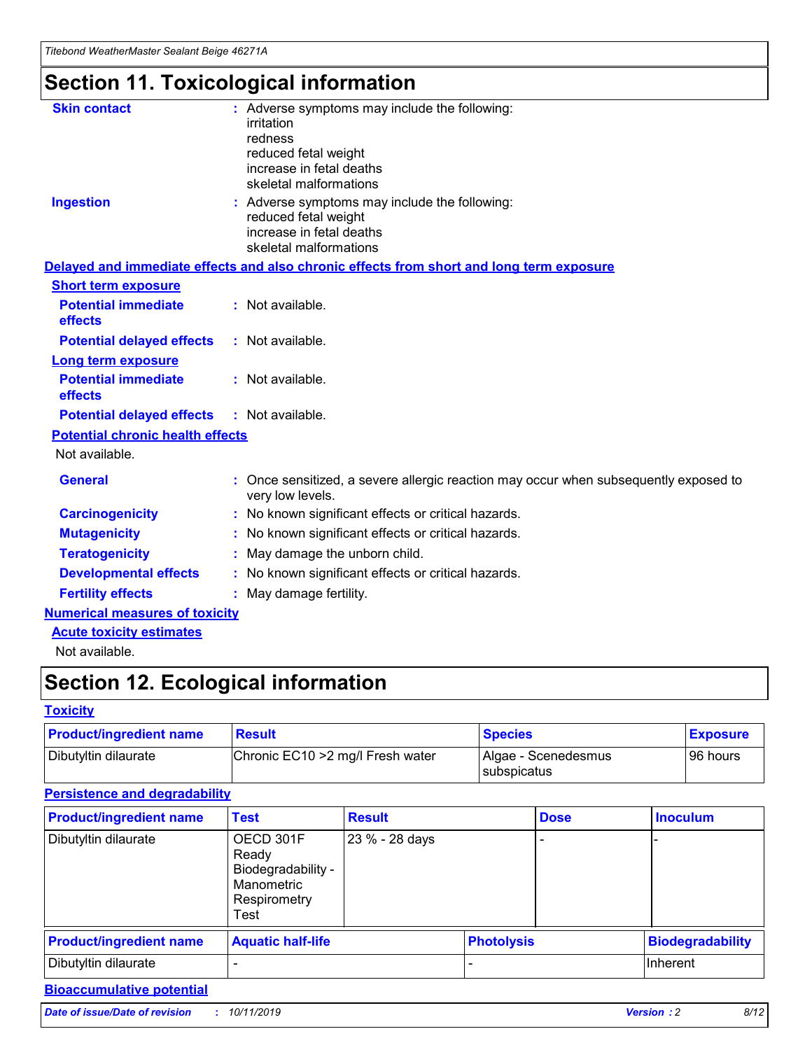# Section 11. Toxicological information

**Skin contact** : Adverse symptoms may include the following:
irritation
redness
reduced fetal weight
increase in fetal deaths
skeletal malformations

**Ingestion** : Adverse symptoms may include the following:
reduced fetal weight
increase in fetal deaths
skeletal malformations

### Delayed and immediate effects and also chronic effects from short and long term exposure

**Short term exposure**

**Potential immediate effects** : Not available.

**Potential delayed effects** : Not available.

**Long term exposure**

**Potential immediate effects** : Not available.

**Potential delayed effects** : Not available.

**Potential chronic health effects**

Not available.

**General** : Once sensitized, a severe allergic reaction may occur when subsequently exposed to very low levels.

**Carcinogenicity** : No known significant effects or critical hazards.

**Mutagenicity** : No known significant effects or critical hazards.

**Teratogenicity** : May damage the unborn child.

**Developmental effects** : No known significant effects or critical hazards.

**Fertility effects** : May damage fertility.

### Numerical measures of toxicity

**Acute toxicity estimates**

Not available.

# Section 12. Ecological information

### Toxicity

| Product/ingredient name | Result | Species | Exposure |
|---|---|---|---|
| Dibutyltin dilaurate | Chronic EC10 >2 mg/l Fresh water | Algae - Scenedesmus subspicatus | 96 hours |

### Persistence and degradability

| Product/ingredient name | Test | Result | Dose | Inoculum |
|---|---|---|---|---|
| Dibutyltin dilaurate | OECD 301F Ready Biodegradability - Manometric Respirometry Test | 23 % - 28 days | - | - |

| Product/ingredient name | Aquatic half-life | Photolysis | Biodegradability |
|---|---|---|---|
| Dibutyltin dilaurate | - | - | Inherent |

### Bioaccumulative potential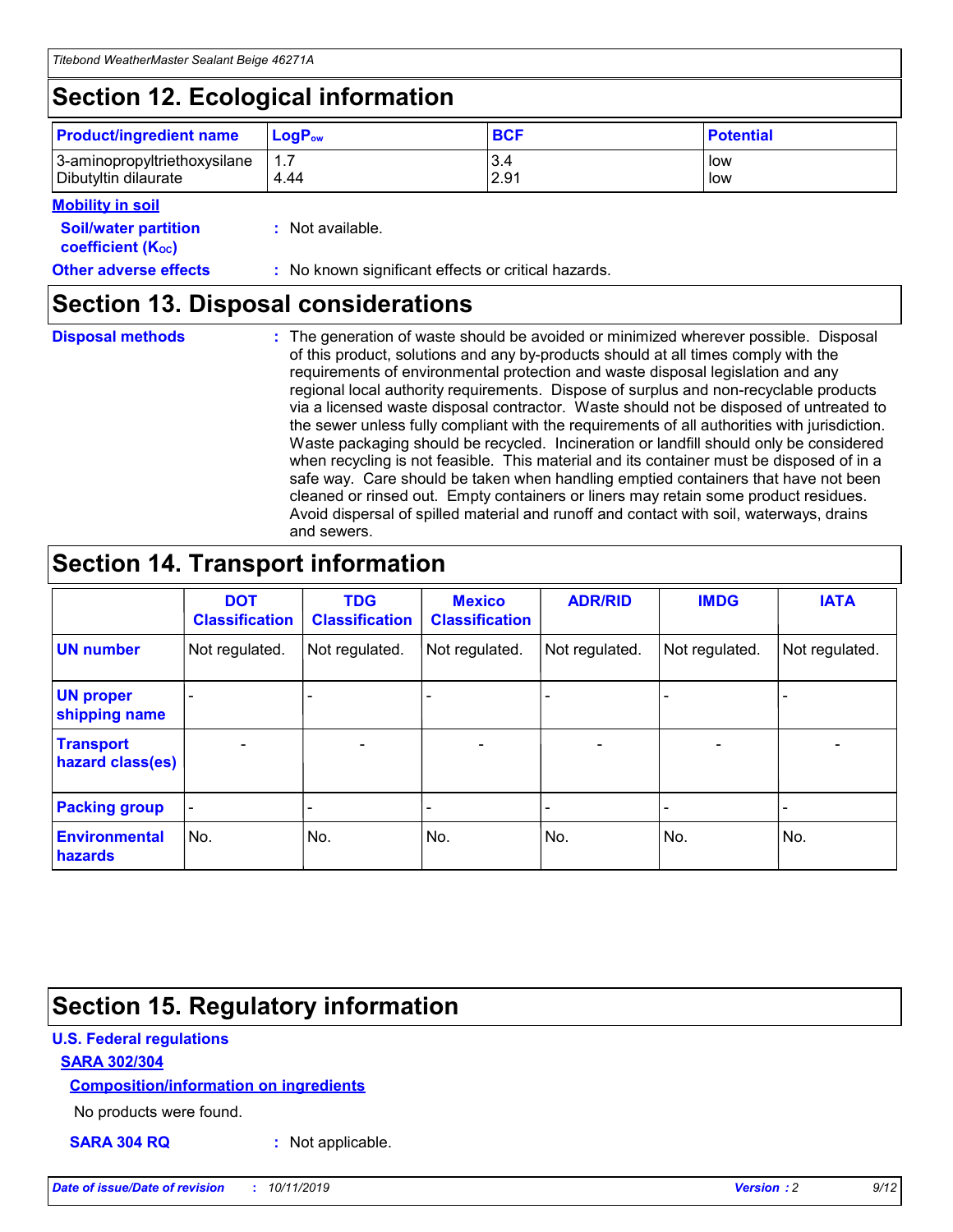## Section 12. Ecological information

| Product/ingredient name | $LogP_{ow}$ | BCF | Potential |
|---|---|---|---|
| 3-aminopropyltriethoxysilane | 1.7 | 3.4 | low |
| Dibutyltin dilaurate | 4.44 | 2.91 | low |

**Mobility in soil**

**Soil/water partition coefficient ($K_{OC}$)** : Not available.

**Other adverse effects** : No known significant effects or critical hazards.

## Section 13. Disposal considerations

**Disposal methods** : The generation of waste should be avoided or minimized wherever possible. Disposal of this product, solutions and any by-products should at all times comply with the requirements of environmental protection and waste disposal legislation and any regional local authority requirements. Dispose of surplus and non-recyclable products via a licensed waste disposal contractor. Waste should not be disposed of untreated to the sewer unless fully compliant with the requirements of all authorities with jurisdiction. Waste packaging should be recycled. Incineration or landfill should only be considered when recycling is not feasible. This material and its container must be disposed of in a safe way. Care should be taken when handling emptied containers that have not been cleaned or rinsed out. Empty containers or liners may retain some product residues. Avoid dispersal of spilled material and runoff and contact with soil, waterways, drains and sewers.

## Section 14. Transport information

| | DOT Classification | TDG Classification | Mexico Classification | ADR/RID | IMDG | IATA |
|---|---|---|---|---|---|---|
| UN number | Not regulated. | Not regulated. | Not regulated. | Not regulated. | Not regulated. | Not regulated. |
| UN proper shipping name | - | - | - | - | - | - |
| Transport hazard class(es) | - | - | - | - | - | - |
| Packing group | - | - | - | - | - | - |
| Environmental hazards | No. | No. | No. | No. | No. | No. |

## Section 15. Regulatory information

**U.S. Federal regulations**

**SARA 302/304**

**Composition/information on ingredients**

No products were found.

**SARA 304 RQ** : Not applicable.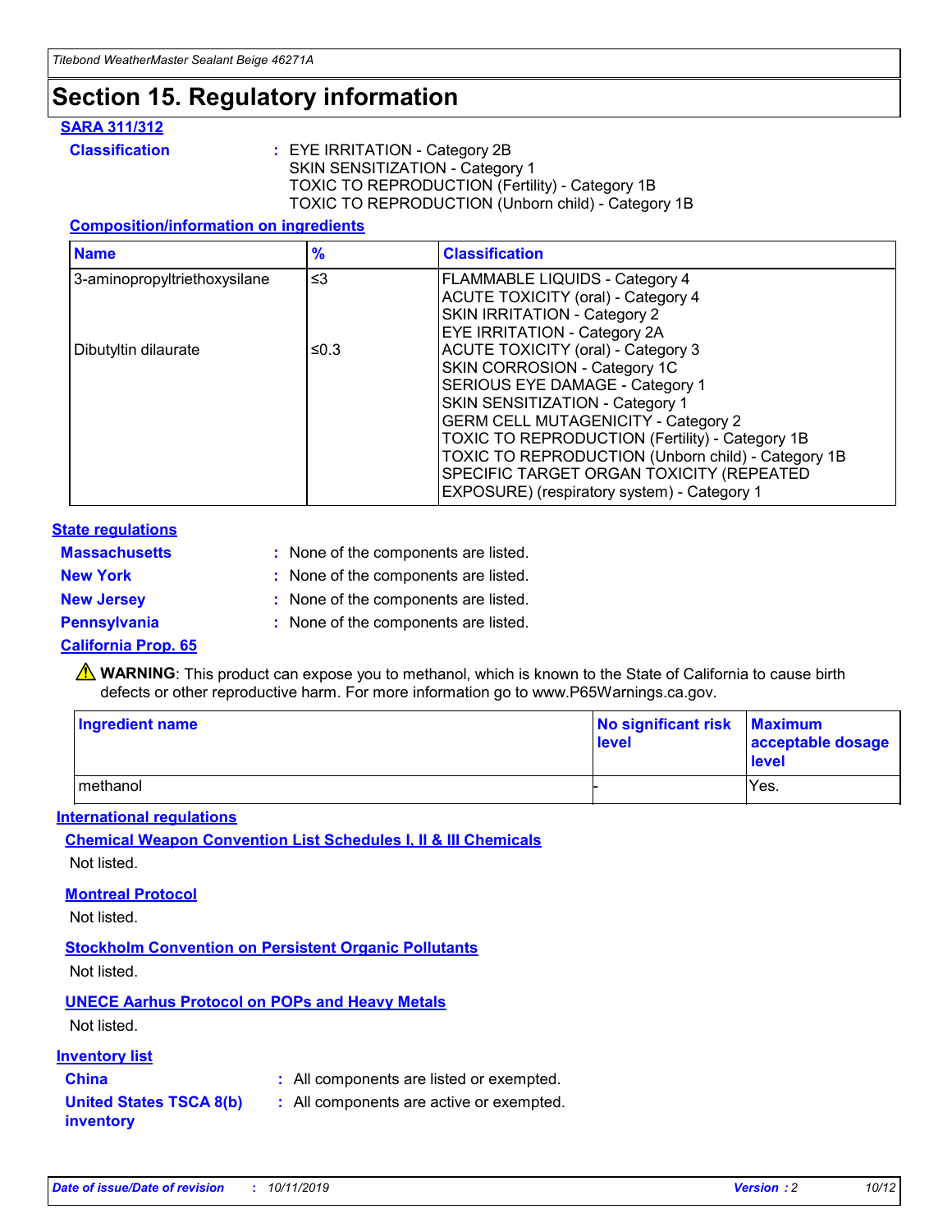# Section 15. Regulatory information

### SARA 311/312

**Classification** : EYE IRRITATION - Category 2B
SKIN SENSITIZATION - Category 1
TOXIC TO REPRODUCTION (Fertility) - Category 1B
TOXIC TO REPRODUCTION (Unborn child) - Category 1B

#### Composition/information on ingredients

| Name | % | Classification |
| --- | --- | --- |
| 3-aminopropyltriethoxysilane | ≤3 | FLAMMABLE LIQUIDS - Category 4<br>ACUTE TOXICITY (oral) - Category 4<br>SKIN IRRITATION - Category 2<br>EYE IRRITATION - Category 2A |
| Dibutyltin dilaurate | ≤0.3 | ACUTE TOXICITY (oral) - Category 3<br>SKIN CORROSION - Category 1C<br>SERIOUS EYE DAMAGE - Category 1<br>SKIN SENSITIZATION - Category 1<br>GERM CELL MUTAGENICITY - Category 2<br>TOXIC TO REPRODUCTION (Fertility) - Category 1B<br>TOXIC TO REPRODUCTION (Unborn child) - Category 1B<br>SPECIFIC TARGET ORGAN TOXICITY (REPEATED EXPOSURE) (respiratory system) - Category 1 |

### State regulations

**Massachusetts** : None of the components are listed.

**New York** : None of the components are listed.

**New Jersey** : None of the components are listed.

**Pennsylvania** : None of the components are listed.

### California Prop. 65

⚠ **WARNING**: This product can expose you to methanol, which is known to the State of California to cause birth defects or other reproductive harm. For more information go to www.P65Warnings.ca.gov.

| Ingredient name | No significant risk level | Maximum acceptable dosage level |
| --- | --- | --- |
| methanol | - | Yes. |

### International regulations

#### Chemical Weapon Convention List Schedules I, II & III Chemicals

Not listed.

#### Montreal Protocol

Not listed.

#### Stockholm Convention on Persistent Organic Pollutants

Not listed.

#### UNECE Aarhus Protocol on POPs and Heavy Metals

Not listed.

### Inventory list

**China** : All components are listed or exempted.

**United States TSCA 8(b) inventory** : All components are active or exempted.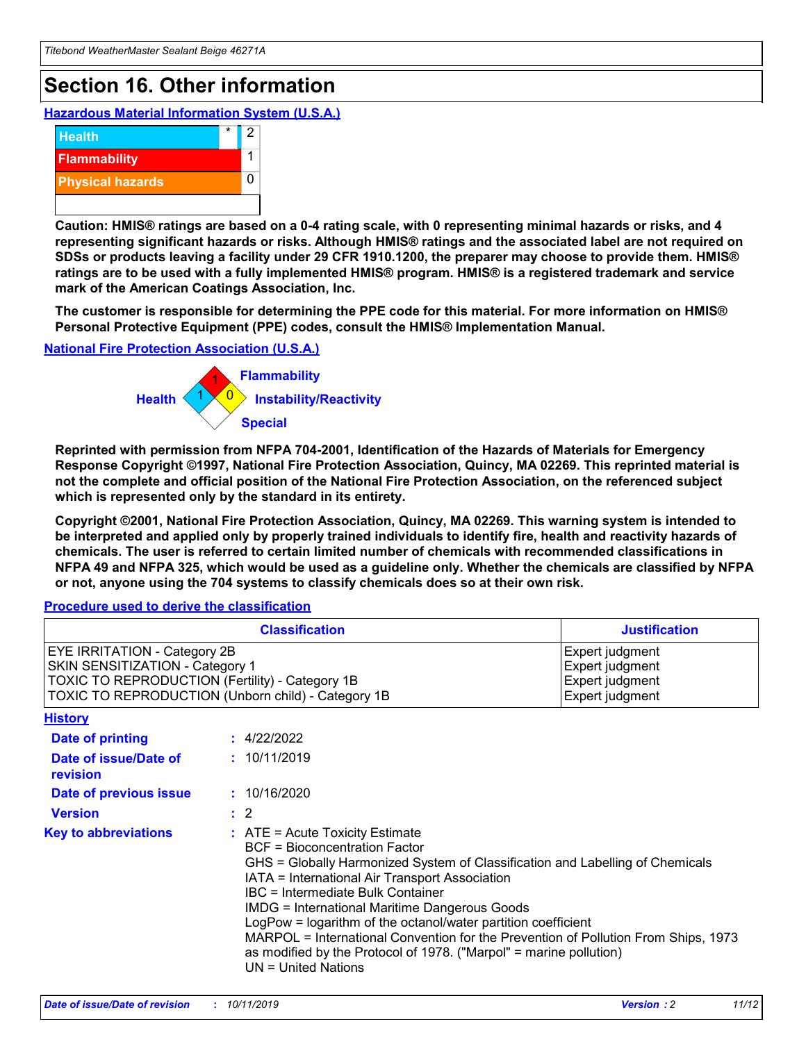# Section 16. Other information

### Hazardous Material Information System (U.S.A.)

| | | |
|---|---|---|
| Health | * | 2 |
| Flammability | | 1 |
| Physical hazards | | 0 |

**Caution: HMIS® ratings are based on a 0-4 rating scale, with 0 representing minimal hazards or risks, and 4 representing significant hazards or risks. Although HMIS® ratings and the associated label are not required on SDSs or products leaving a facility under 29 CFR 1910.1200, the preparer may choose to provide them. HMIS® ratings are to be used with a fully implemented HMIS® program. HMIS® is a registered trademark and service mark of the American Coatings Association, Inc.**

**The customer is responsible for determining the PPE code for this material. For more information on HMIS® Personal Protective Equipment (PPE) codes, consult the HMIS® Implementation Manual.**

### National Fire Protection Association (U.S.A.)

Flammability: 1
Health: 1
Instability/Reactivity: 0
Special:

**Reprinted with permission from NFPA 704-2001, Identification of the Hazards of Materials for Emergency Response Copyright ©1997, National Fire Protection Association, Quincy, MA 02269. This reprinted material is not the complete and official position of the National Fire Protection Association, on the referenced subject which is represented only by the standard in its entirety.**

**Copyright ©2001, National Fire Protection Association, Quincy, MA 02269. This warning system is intended to be interpreted and applied only by properly trained individuals to identify fire, health and reactivity hazards of chemicals. The user is referred to certain limited number of chemicals with recommended classifications in NFPA 49 and NFPA 325, which would be used as a guideline only. Whether the chemicals are classified by NFPA or not, anyone using the 704 systems to classify chemicals does so at their own risk.**

### Procedure used to derive the classification

| Classification | Justification |
|---|---|
| EYE IRRITATION - Category 2B | Expert judgment |
| SKIN SENSITIZATION - Category 1 | Expert judgment |
| TOXIC TO REPRODUCTION (Fertility) - Category 1B | Expert judgment |
| TOXIC TO REPRODUCTION (Unborn child) - Category 1B | Expert judgment |

### History

**Date of printing** : 4/22/2022

**Date of issue/Date of revision** : 10/11/2019

**Date of previous issue** : 10/16/2020

**Version** : 2

**Key to abbreviations** : ATE = Acute Toxicity Estimate
BCF = Bioconcentration Factor
GHS = Globally Harmonized System of Classification and Labelling of Chemicals
IATA = International Air Transport Association
IBC = Intermediate Bulk Container
IMDG = International Maritime Dangerous Goods
LogPow = logarithm of the octanol/water partition coefficient
MARPOL = International Convention for the Prevention of Pollution From Ships, 1973 as modified by the Protocol of 1978. ("Marpol" = marine pollution)
UN = United Nations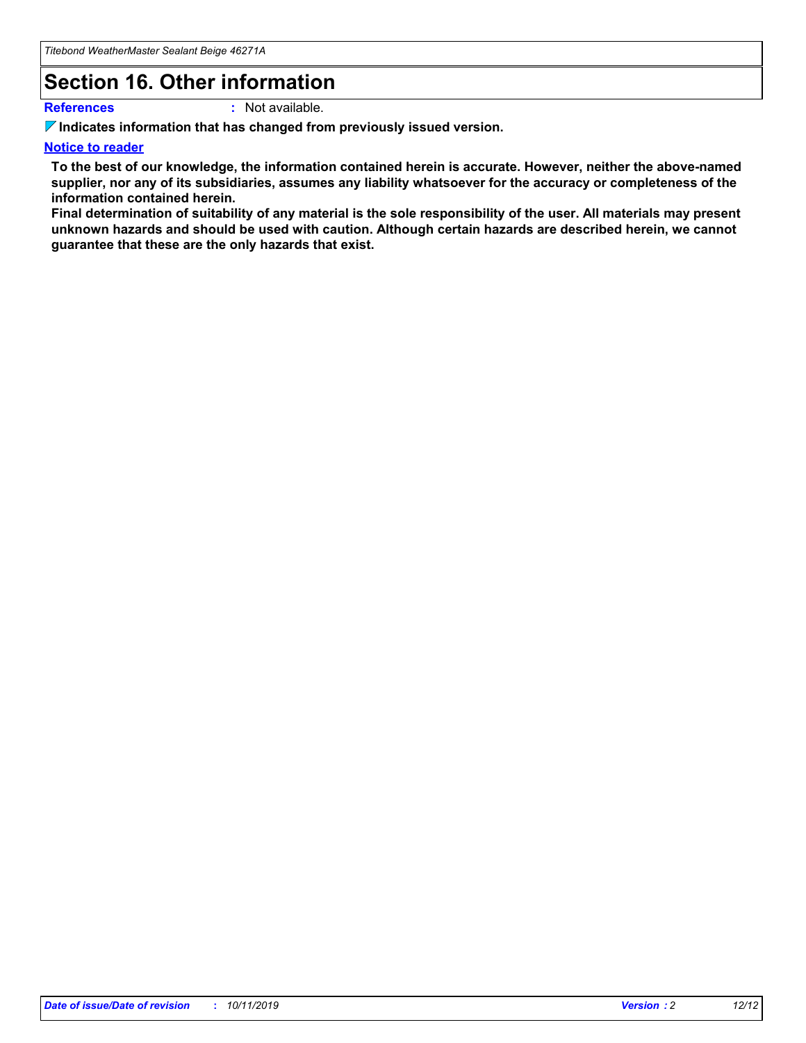# Section 16. Other information

**References** : Not available.

**Indicates information that has changed from previously issued version.**

**Notice to reader**

**To the best of our knowledge, the information contained herein is accurate. However, neither the above-named supplier, nor any of its subsidiaries, assumes any liability whatsoever for the accuracy or completeness of the information contained herein.**

**Final determination of suitability of any material is the sole responsibility of the user. All materials may present unknown hazards and should be used with caution. Although certain hazards are described herein, we cannot guarantee that these are the only hazards that exist.**